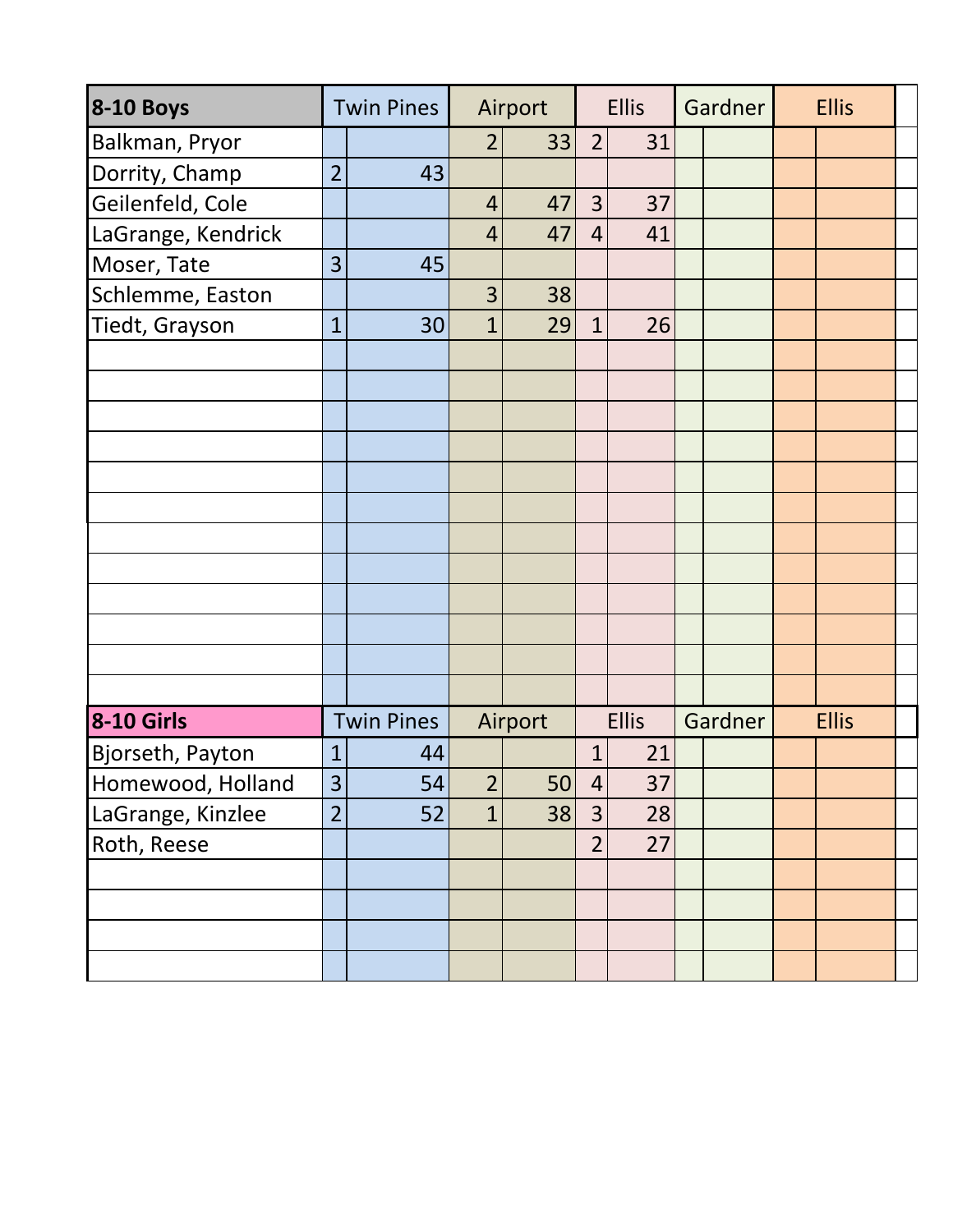| 8-10 Boys | Twin Pines | | Airport | | Ellis | | Gardner | | Ellis | | |
|---|---|---|---|---|---|---|---|---|---|---|---|
| Balkman, Pryor | | | 2 | 33 | 2 | 31 | | | | | |
| Dorrity, Champ | 2 | 43 | | | | | | | | | |
| Geilenfeld, Cole | | | 4 | 47 | 3 | 37 | | | | | |
| LaGrange, Kendrick | | | 4 | 47 | 4 | 41 | | | | | |
| Moser, Tate | 3 | 45 | | | | | | | | | |
| Schlemme, Easton | | | 3 | 38 | | | | | | | |
| Tiedt, Grayson | 1 | 30 | 1 | 29 | 1 | 26 | | | | | |
| | | | | | | | | | | | |
| | | | | | | | | | | | |
| | | | | | | | | | | | |
| | | | | | | | | | | | |
| | | | | | | | | | | | |
| | | | | | | | | | | | |
| | | | | | | | | | | | |
| | | | | | | | | | | | |
| | | | | | | | | | | | |
| | | | | | | | | | | | |
| | | | | | | | | | | | |
| | | | | | | | | | | | |

| 8-10 Girls | Twin Pines | | Airport | | Ellis | | Gardner | | Ellis | | |
|---|---|---|---|---|---|---|---|---|---|---|---|
| Bjorseth, Payton | 1 | 44 | | | 1 | 21 | | | | | |
| Homewood, Holland | 3 | 54 | 2 | 50 | 4 | 37 | | | | | |
| LaGrange, Kinzlee | 2 | 52 | 1 | 38 | 3 | 28 | | | | | |
| Roth, Reese | | | | | 2 | 27 | | | | | |
| | | | | | | | | | | | |
| | | | | | | | | | | | |
| | | | | | | | | | | | |
| | | | | | | | | | | | |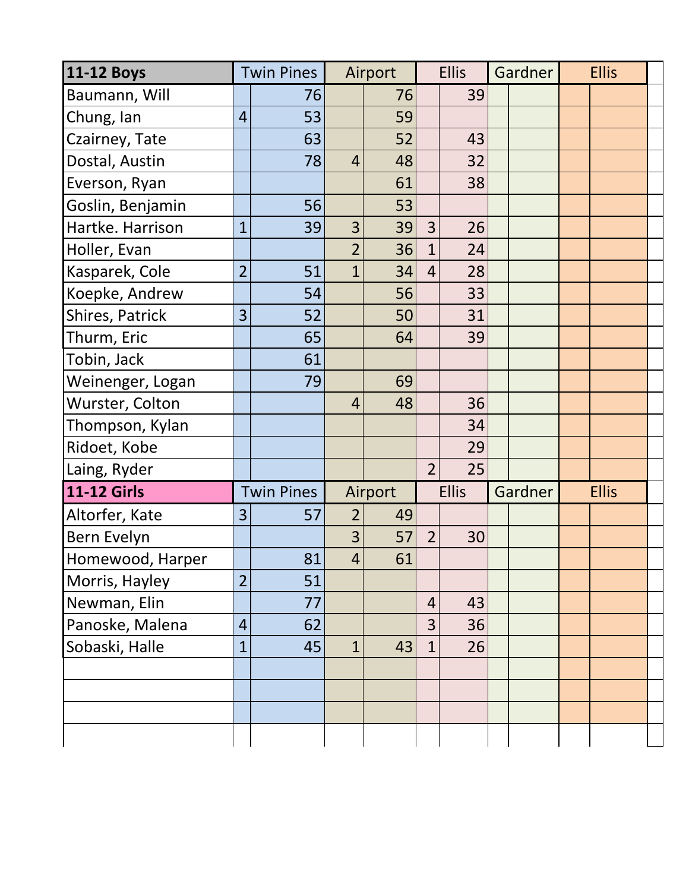| 11-12 Boys | Twin Pines | | Airport | | Ellis | | Gardner | | Ellis | | |
|---|---|---|---|---|---|---|---|---|---|---|---|
| Baumann, Will | | 76 | | 76 | | 39 | | | | | |
| Chung, Ian | 4 | 53 | | 59 | | | | | | | |
| Czairney, Tate | | 63 | | 52 | | 43 | | | | | |
| Dostal, Austin | | 78 | 4 | 48 | | 32 | | | | | |
| Everson, Ryan | | | | 61 | | 38 | | | | | |
| Goslin, Benjamin | | 56 | | 53 | | | | | | | |
| Hartke. Harrison | 1 | 39 | 3 | 39 | 3 | 26 | | | | | |
| Holler, Evan | | | 2 | 36 | 1 | 24 | | | | | |
| Kasparek, Cole | 2 | 51 | 1 | 34 | 4 | 28 | | | | | |
| Koepke, Andrew | | 54 | | 56 | | 33 | | | | | |
| Shires, Patrick | 3 | 52 | | 50 | | 31 | | | | | |
| Thurm, Eric | | 65 | | 64 | | 39 | | | | | |
| Tobin, Jack | | 61 | | | | | | | | | |
| Weinenger, Logan | | 79 | | 69 | | | | | | | |
| Wurster, Colton | | | 4 | 48 | | 36 | | | | | |
| Thompson, Kylan | | | | | | 34 | | | | | |
| Ridoet, Kobe | | | | | | 29 | | | | | |
| Laing, Ryder | | | | | 2 | 25 | | | | | |
| **11-12 Girls** | Twin Pines | | Airport | | Ellis | | Gardner | | Ellis | | |
| Altorfer, Kate | 3 | 57 | 2 | 49 | | | | | | | |
| Bern Evelyn | | | 3 | 57 | 2 | 30 | | | | | |
| Homewood, Harper | | 81 | 4 | 61 | | | | | | | |
| Morris, Hayley | 2 | 51 | | | | | | | | | |
| Newman, Elin | | 77 | | | 4 | 43 | | | | | |
| Panoske, Malena | 4 | 62 | | | 3 | 36 | | | | | |
| Sobaski, Halle | 1 | 45 | 1 | 43 | 1 | 26 | | | | | |
| | | | | | | | | | | | |
| | | | | | | | | | | | |
| | | | | | | | | | | | |
| | | | | | | | | | | | |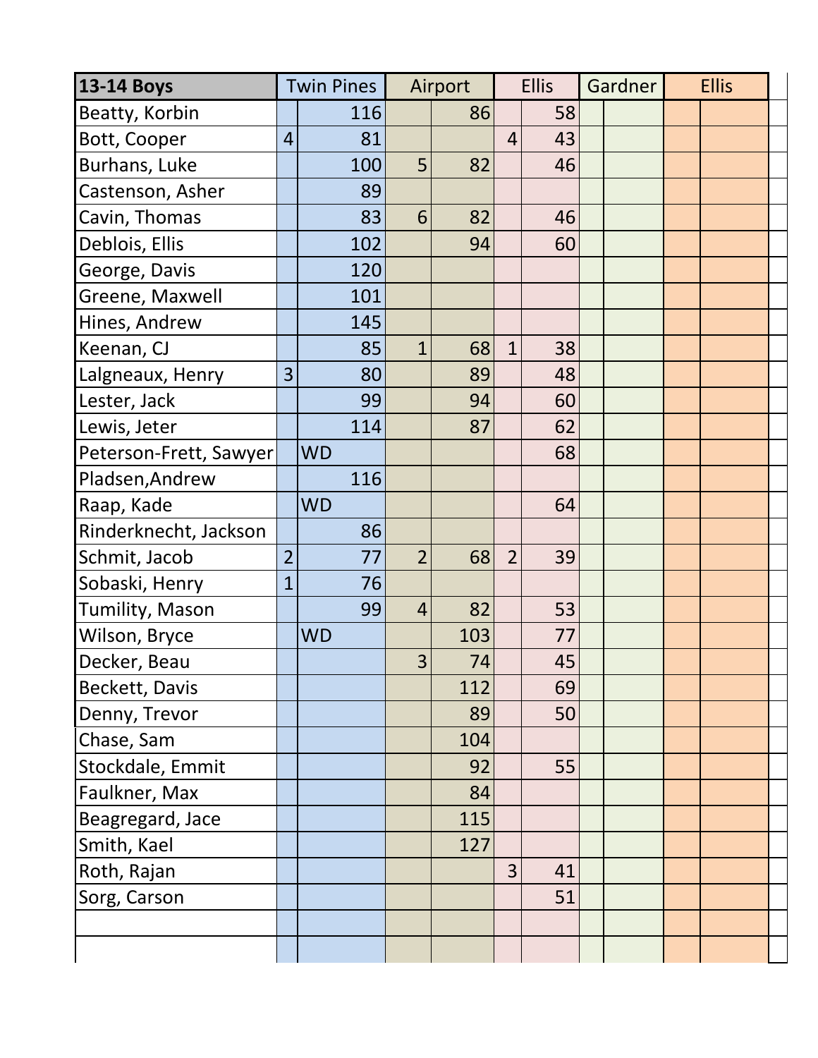| 13-14 Boys | Twin Pines | | Airport | | Ellis | | Gardner | | Ellis | |
|---|---|---|---|---|---|---|---|---|---|---|
| Beatty, Korbin | | 116 | | 86 | | 58 | | | | |
| Bott, Cooper | 4 | 81 | | | 4 | 43 | | | | |
| Burhans, Luke | | 100 | 5 | 82 | | 46 | | | | |
| Castenson, Asher | | 89 | | | | | | | | |
| Cavin, Thomas | | 83 | 6 | 82 | | 46 | | | | |
| Deblois, Ellis | | 102 | | 94 | | 60 | | | | |
| George, Davis | | 120 | | | | | | | | |
| Greene, Maxwell | | 101 | | | | | | | | |
| Hines, Andrew | | 145 | | | | | | | | |
| Keenan, CJ | | 85 | 1 | 68 | 1 | 38 | | | | |
| Lalgneaux, Henry | 3 | 80 | | 89 | | 48 | | | | |
| Lester, Jack | | 99 | | 94 | | 60 | | | | |
| Lewis, Jeter | | 114 | | 87 | | 62 | | | | |
| Peterson-Frett, Sawyer | | WD | | | | 68 | | | | |
| Pladsen,Andrew | | 116 | | | | | | | | |
| Raap, Kade | | WD | | | | 64 | | | | |
| Rinderknecht, Jackson | | 86 | | | | | | | | |
| Schmit, Jacob | 2 | 77 | 2 | 68 | 2 | 39 | | | | |
| Sobaski, Henry | 1 | 76 | | | | | | | | |
| Tumility, Mason | | 99 | 4 | 82 | | 53 | | | | |
| Wilson, Bryce | | WD | | 103 | | 77 | | | | |
| Decker, Beau | | | 3 | 74 | | 45 | | | | |
| Beckett, Davis | | | | 112 | | 69 | | | | |
| Denny, Trevor | | | | 89 | | 50 | | | | |
| Chase, Sam | | | | 104 | | | | | | |
| Stockdale, Emmit | | | | 92 | | 55 | | | | |
| Faulkner, Max | | | | 84 | | | | | | |
| Beagregard, Jace | | | | 115 | | | | | | |
| Smith, Kael | | | | 127 | | | | | | |
| Roth, Rajan | | | | | 3 | 41 | | | | |
| Sorg, Carson | | | | | | 51 | | | | |
| | | | | | | | | | | |
| | | | | | | | | | | |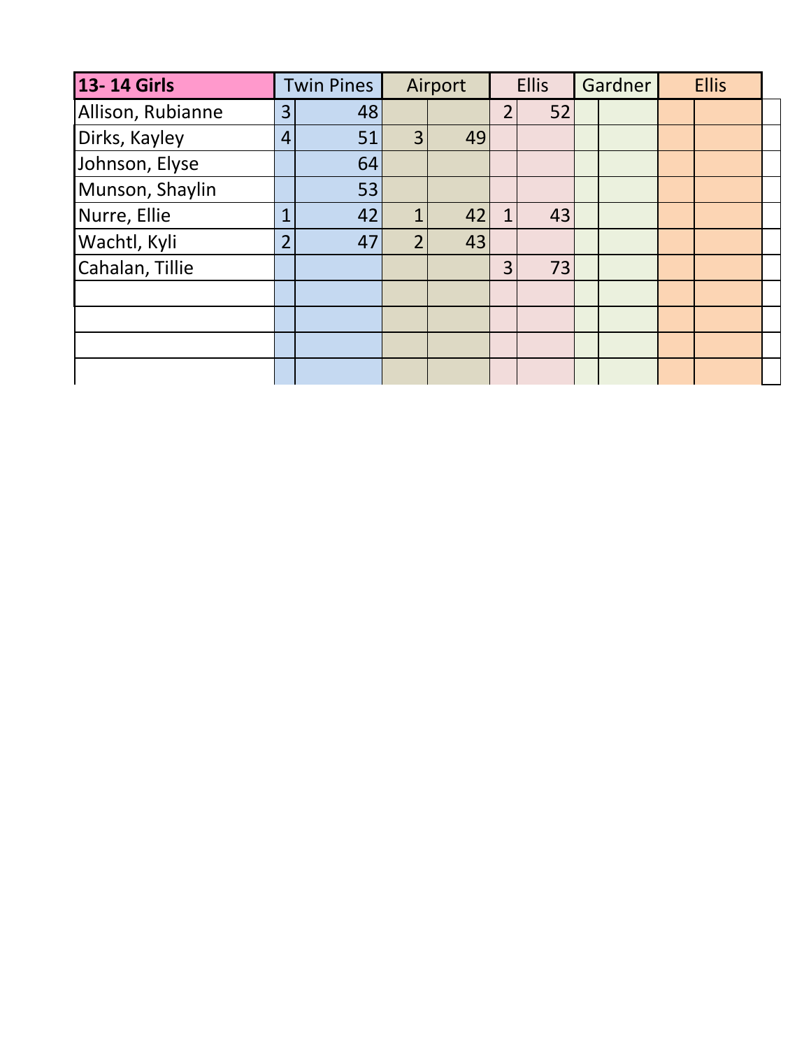| 13- 14 Girls | Twin Pines | | Airport | | Ellis | | Gardner | | Ellis | |
|---|---|---|---|---|---|---|---|---|---|---|
| Allison, Rubianne | 3 | 48 | | | 2 | 52 | | | | |
| Dirks, Kayley | 4 | 51 | 3 | 49 | | | | | | |
| Johnson, Elyse | | 64 | | | | | | | | |
| Munson, Shaylin | | 53 | | | | | | | | |
| Nurre, Ellie | 1 | 42 | 1 | 42 | 1 | 43 | | | | |
| Wachtl, Kyli | 2 | 47 | 2 | 43 | | | | | | |
| Cahalan, Tillie | | | | | 3 | 73 | | | | |
| | | | | | | | | | | |
| | | | | | | | | | | |
| | | | | | | | | | | |
| | | | | | | | | | | |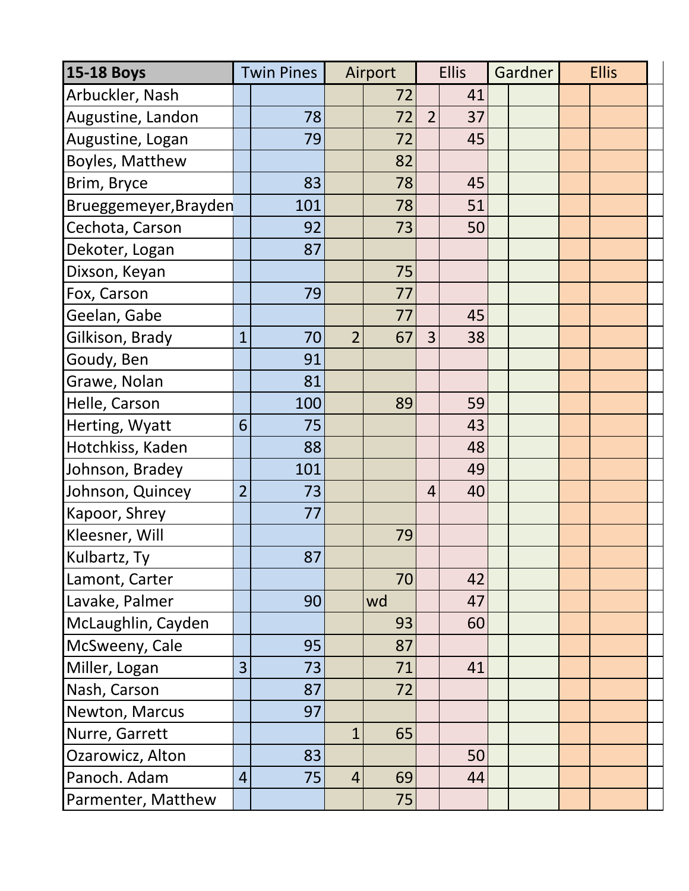| 15-18 Boys | Twin Pines | | Airport | | Ellis | | Gardner | | Ellis | |
|---|---|---|---|---|---|---|---|---|---|---|
| Arbuckler, Nash | | | | 72 | | 41 | | | | |
| Augustine, Landon | | 78 | | 72 | 2 | 37 | | | | |
| Augustine, Logan | | 79 | | 72 | | 45 | | | | |
| Boyles, Matthew | | | | 82 | | | | | | |
| Brim, Bryce | | 83 | | 78 | | 45 | | | | |
| Brueggemeyer,Brayden | | 101 | | 78 | | 51 | | | | |
| Cechota, Carson | | 92 | | 73 | | 50 | | | | |
| Dekoter, Logan | | 87 | | | | | | | | |
| Dixson, Keyan | | | | 75 | | | | | | |
| Fox, Carson | | 79 | | 77 | | | | | | |
| Geelan, Gabe | | | | 77 | | 45 | | | | |
| Gilkison, Brady | 1 | 70 | 2 | 67 | 3 | 38 | | | | |
| Goudy, Ben | | 91 | | | | | | | | |
| Grawe, Nolan | | 81 | | | | | | | | |
| Helle, Carson | | 100 | | 89 | | 59 | | | | |
| Herting, Wyatt | 6 | 75 | | | | 43 | | | | |
| Hotchkiss, Kaden | | 88 | | | | 48 | | | | |
| Johnson, Bradey | | 101 | | | | 49 | | | | |
| Johnson, Quincey | 2 | 73 | | | 4 | 40 | | | | |
| Kapoor, Shrey | | 77 | | | | | | | | |
| Kleesner, Will | | | | 79 | | | | | | |
| Kulbartz, Ty | | 87 | | | | | | | | |
| Lamont, Carter | | | | 70 | | 42 | | | | |
| Lavake, Palmer | | 90 | | wd | | 47 | | | | |
| McLaughlin, Cayden | | | | 93 | | 60 | | | | |
| McSweeny, Cale | | 95 | | 87 | | | | | | |
| Miller, Logan | 3 | 73 | | 71 | | 41 | | | | |
| Nash, Carson | | 87 | | 72 | | | | | | |
| Newton, Marcus | | 97 | | | | | | | | |
| Nurre, Garrett | | | 1 | 65 | | | | | | |
| Ozarowicz, Alton | | 83 | | | | 50 | | | | |
| Panoch. Adam | 4 | 75 | 4 | 69 | | 44 | | | | |
| Parmenter, Matthew | | | | 75 | | | | | | |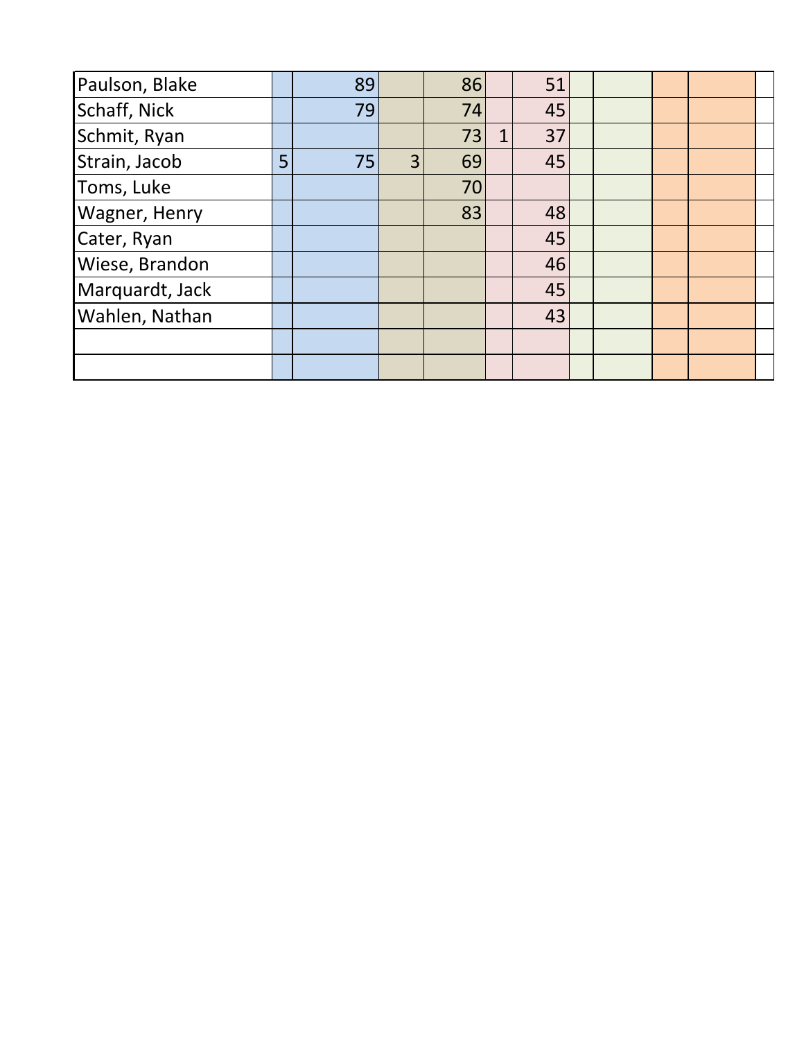| | | | | | | | | | | | |
|---|---|---|---|---|---|---|---|---|---|---|---|
| Paulson, Blake | | 89 | | 86 | | 51 | | | | | |
| Schaff, Nick | | 79 | | 74 | | 45 | | | | | |
| Schmit, Ryan | | | | 73 | 1 | 37 | | | | | |
| Strain, Jacob | 5 | 75 | 3 | 69 | | 45 | | | | | |
| Toms, Luke | | | | 70 | | | | | | | |
| Wagner, Henry | | | | 83 | | 48 | | | | | |
| Cater, Ryan | | | | | | 45 | | | | | |
| Wiese, Brandon | | | | | | 46 | | | | | |
| Marquardt, Jack | | | | | | 45 | | | | | |
| Wahlen, Nathan | | | | | | 43 | | | | | |
| | | | | | | | | | | | |
| | | | | | | | | | | | |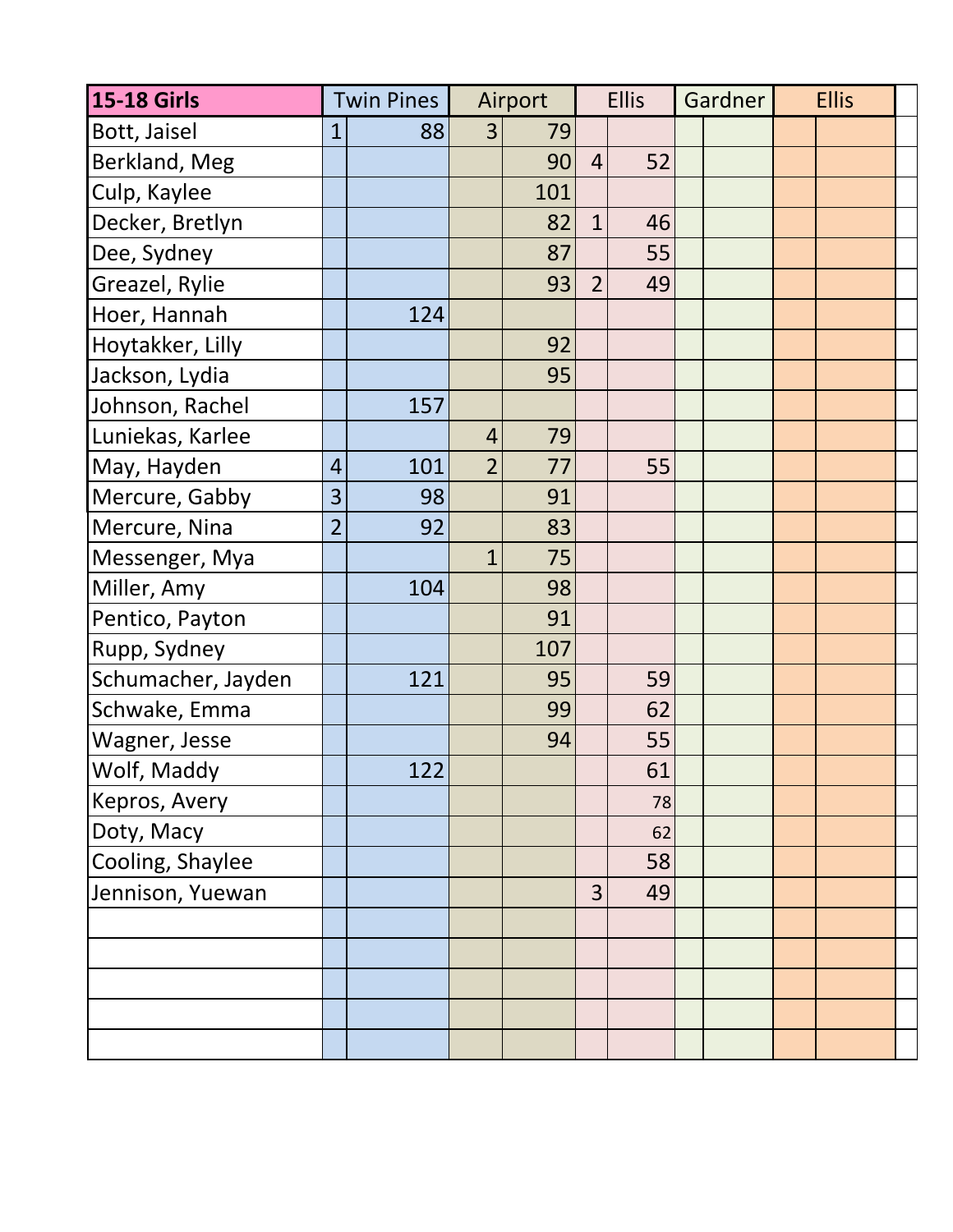| 15-18 Girls | Twin Pines | | Airport | | Ellis | | Gardner | | Ellis | | |
|---|---|---|---|---|---|---|---|---|---|---|---|
| Bott, Jaisel | 1 | 88 | 3 | 79 | | | | | | | |
| Berkland, Meg | | | | 90 | 4 | 52 | | | | | |
| Culp, Kaylee | | | | 101 | | | | | | | |
| Decker, Bretlyn | | | | 82 | 1 | 46 | | | | | |
| Dee, Sydney | | | | 87 | | 55 | | | | | |
| Greazel, Rylie | | | | 93 | 2 | 49 | | | | | |
| Hoer, Hannah | | 124 | | | | | | | | | |
| Hoytakker, Lilly | | | | 92 | | | | | | | |
| Jackson, Lydia | | | | 95 | | | | | | | |
| Johnson, Rachel | | 157 | | | | | | | | | |
| Luniekas, Karlee | | | 4 | 79 | | | | | | | |
| May, Hayden | 4 | 101 | 2 | 77 | | 55 | | | | | |
| Mercure, Gabby | 3 | 98 | | 91 | | | | | | | |
| Mercure, Nina | 2 | 92 | | 83 | | | | | | | |
| Messenger, Mya | | | 1 | 75 | | | | | | | |
| Miller, Amy | | 104 | | 98 | | | | | | | |
| Pentico, Payton | | | | 91 | | | | | | | |
| Rupp, Sydney | | | | 107 | | | | | | | |
| Schumacher, Jayden | | 121 | | 95 | | 59 | | | | | |
| Schwake, Emma | | | | 99 | | 62 | | | | | |
| Wagner, Jesse | | | | 94 | | 55 | | | | | |
| Wolf, Maddy | | 122 | | | | 61 | | | | | |
| Kepros, Avery | | | | | | 78 | | | | | |
| Doty, Macy | | | | | | 62 | | | | | |
| Cooling, Shaylee | | | | | | 58 | | | | | |
| Jennison, Yuewan | | | | | 3 | 49 | | | | | |
| | | | | | | | | | | | |
| | | | | | | | | | | | |
| | | | | | | | | | | | |
| | | | | | | | | | | | |
| | | | | | | | | | | | |